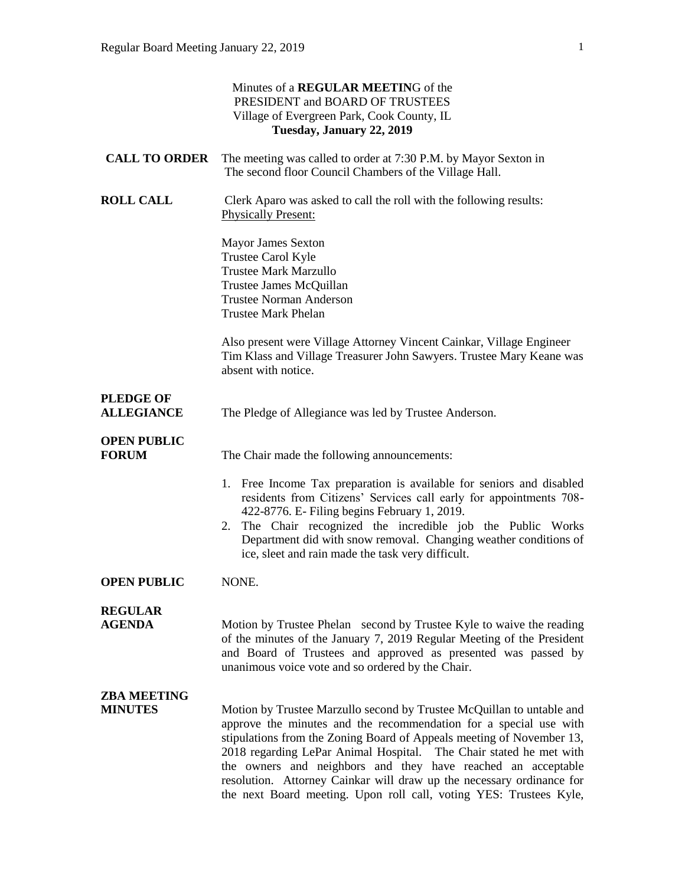Minutes of a **REGULAR MEETIN**G of the
PRESIDENT and BOARD OF TRUSTEES
Village of Evergreen Park, Cook County, IL
**Tuesday, January 22, 2019**

**CALL TO ORDER** The meeting was called to order at 7:30 P.M. by Mayor Sexton in The second floor Council Chambers of the Village Hall.

**ROLL CALL** Clerk Aparo was asked to call the roll with the following results:
Physically Present:

Mayor James Sexton
Trustee Carol Kyle
Trustee Mark Marzullo
Trustee James McQuillan
Trustee Norman Anderson
Trustee Mark Phelan

Also present were Village Attorney Vincent Cainkar, Village Engineer Tim Klass and Village Treasurer John Sawyers. Trustee Mary Keane was absent with notice.

**PLEDGE OF ALLEGIANCE** The Pledge of Allegiance was led by Trustee Anderson.

**OPEN PUBLIC FORUM** The Chair made the following announcements:

1. Free Income Tax preparation is available for seniors and disabled residents from Citizens' Services call early for appointments 708-422-8776. E- Filing begins February 1, 2019.
2. The Chair recognized the incredible job the Public Works Department did with snow removal. Changing weather conditions of ice, sleet and rain made the task very difficult.

**OPEN PUBLIC** NONE.

**REGULAR AGENDA** Motion by Trustee Phelan second by Trustee Kyle to waive the reading of the minutes of the January 7, 2019 Regular Meeting of the President and Board of Trustees and approved as presented was passed by unanimous voice vote and so ordered by the Chair.

**ZBA MEETING MINUTES** Motion by Trustee Marzullo second by Trustee McQuillan to untable and approve the minutes and the recommendation for a special use with stipulations from the Zoning Board of Appeals meeting of November 13, 2018 regarding LePar Animal Hospital. The Chair stated he met with the owners and neighbors and they have reached an acceptable resolution. Attorney Cainkar will draw up the necessary ordinance for the next Board meeting. Upon roll call, voting YES: Trustees Kyle,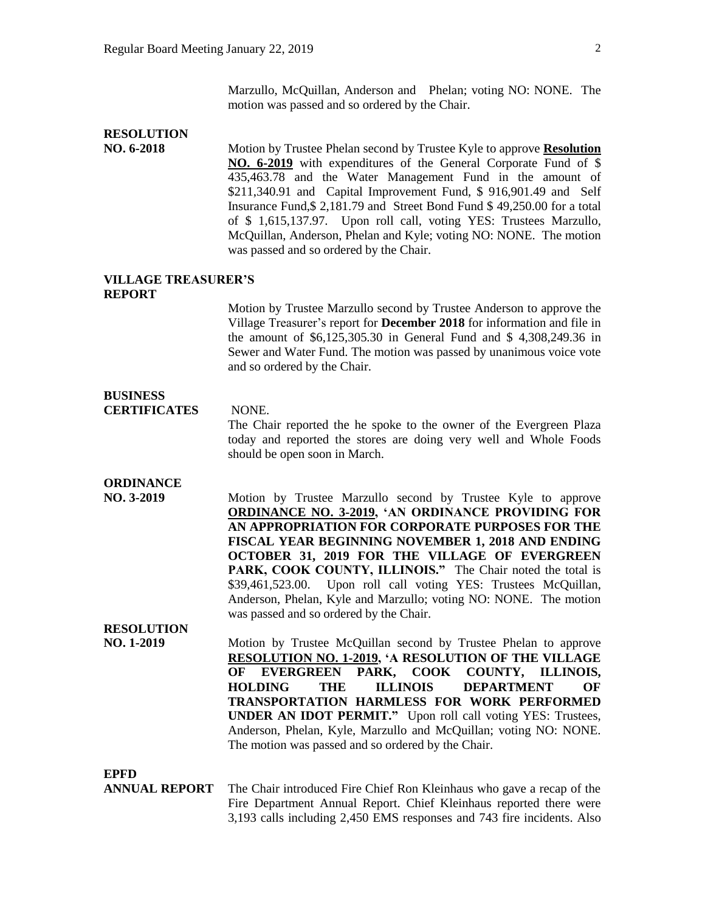Marzullo, McQuillan, Anderson and Phelan; voting NO: NONE. The motion was passed and so ordered by the Chair.

**RESOLUTION NO. 6-2018**

Motion by Trustee Phelan second by Trustee Kyle to approve **<u>Resolution NO. 6-2019</u>** with expenditures of the General Corporate Fund of $ 435,463.78 and the Water Management Fund in the amount of $211,340.91 and Capital Improvement Fund, $ 916,901.49 and Self Insurance Fund,$ 2,181.79 and Street Bond Fund $ 49,250.00 for a total of $ 1,615,137.97. Upon roll call, voting YES: Trustees Marzullo, McQuillan, Anderson, Phelan and Kyle; voting NO: NONE. The motion was passed and so ordered by the Chair.

**VILLAGE TREASURER'S REPORT**

Motion by Trustee Marzullo second by Trustee Anderson to approve the Village Treasurer's report for **December 2018** for information and file in the amount of $6,125,305.30 in General Fund and $ 4,308,249.36 in Sewer and Water Fund. The motion was passed by unanimous voice vote and so ordered by the Chair.

**BUSINESS CERTIFICATES**

NONE.

The Chair reported the he spoke to the owner of the Evergreen Plaza today and reported the stores are doing very well and Whole Foods should be open soon in March.

**ORDINANCE NO. 3-2019**

Motion by Trustee Marzullo second by Trustee Kyle to approve **<u>ORDINANCE NO. 3-2019</u>, 'AN ORDINANCE PROVIDING FOR AN APPROPRIATION FOR CORPORATE PURPOSES FOR THE FISCAL YEAR BEGINNING NOVEMBER 1, 2018 AND ENDING OCTOBER 31, 2019 FOR THE VILLAGE OF EVERGREEN PARK, COOK COUNTY, ILLINOIS."** The Chair noted the total is $39,461,523.00. Upon roll call voting YES: Trustees McQuillan, Anderson, Phelan, Kyle and Marzullo; voting NO: NONE. The motion was passed and so ordered by the Chair.

**RESOLUTION NO. 1-2019**

Motion by Trustee McQuillan second by Trustee Phelan to approve **<u>RESOLUTION NO. 1-2019</u>, 'A RESOLUTION OF THE VILLAGE OF EVERGREEN PARK, COOK COUNTY, ILLINOIS, HOLDING THE ILLINOIS DEPARTMENT OF TRANSPORTATION HARMLESS FOR WORK PERFORMED UNDER AN IDOT PERMIT."** Upon roll call voting YES: Trustees, Anderson, Phelan, Kyle, Marzullo and McQuillan; voting NO: NONE. The motion was passed and so ordered by the Chair.

**EPFD ANNUAL REPORT**

The Chair introduced Fire Chief Ron Kleinhaus who gave a recap of the Fire Department Annual Report. Chief Kleinhaus reported there were 3,193 calls including 2,450 EMS responses and 743 fire incidents. Also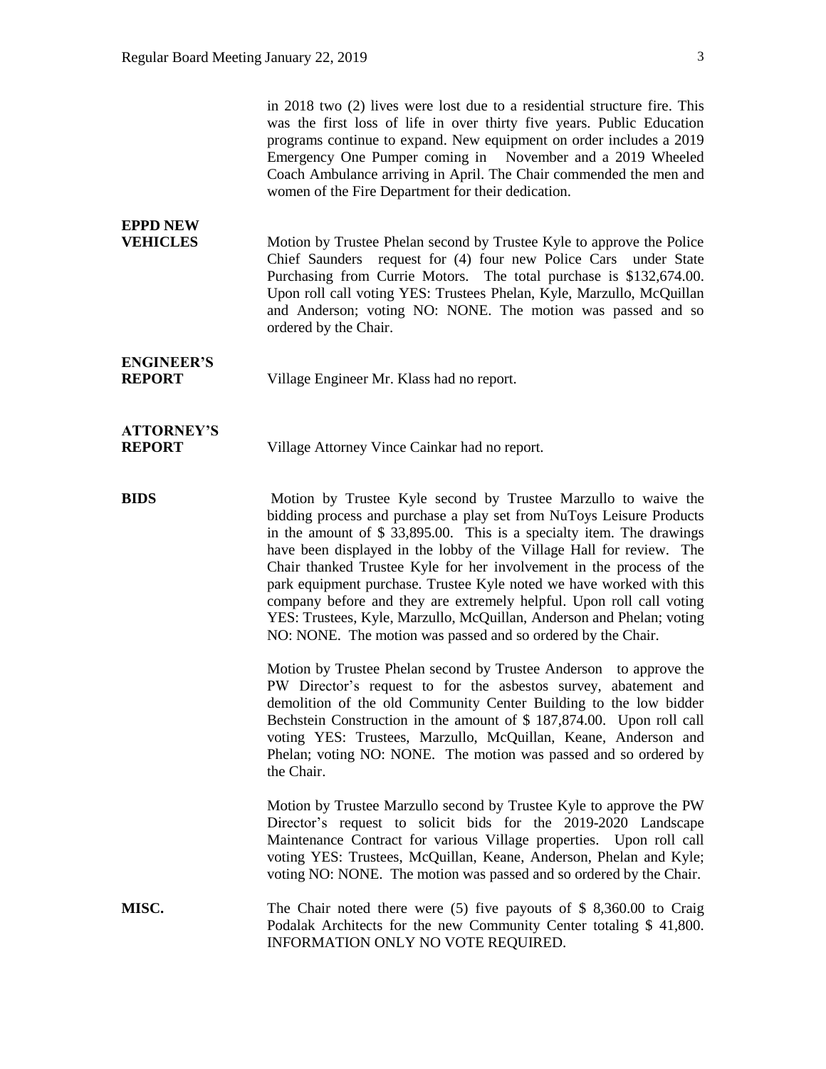in 2018 two (2) lives were lost due to a residential structure fire. This was the first loss of life in over thirty five years. Public Education programs continue to expand. New equipment on order includes a 2019 Emergency One Pumper coming in November and a 2019 Wheeled Coach Ambulance arriving in April. The Chair commended the men and women of the Fire Department for their dedication.

**EPPD NEW VEHICLES**

Motion by Trustee Phelan second by Trustee Kyle to approve the Police Chief Saunders request for (4) four new Police Cars under State Purchasing from Currie Motors. The total purchase is $132,674.00. Upon roll call voting YES: Trustees Phelan, Kyle, Marzullo, McQuillan and Anderson; voting NO: NONE. The motion was passed and so ordered by the Chair.

**ENGINEER'S REPORT**

Village Engineer Mr. Klass had no report.

**ATTORNEY'S REPORT**

Village Attorney Vince Cainkar had no report.

**BIDS**

Motion by Trustee Kyle second by Trustee Marzullo to waive the bidding process and purchase a play set from NuToys Leisure Products in the amount of $ 33,895.00. This is a specialty item. The drawings have been displayed in the lobby of the Village Hall for review. The Chair thanked Trustee Kyle for her involvement in the process of the park equipment purchase. Trustee Kyle noted we have worked with this company before and they are extremely helpful. Upon roll call voting YES: Trustees, Kyle, Marzullo, McQuillan, Anderson and Phelan; voting NO: NONE. The motion was passed and so ordered by the Chair.

Motion by Trustee Phelan second by Trustee Anderson to approve the PW Director's request to for the asbestos survey, abatement and demolition of the old Community Center Building to the low bidder Bechstein Construction in the amount of $ 187,874.00. Upon roll call voting YES: Trustees, Marzullo, McQuillan, Keane, Anderson and Phelan; voting NO: NONE. The motion was passed and so ordered by the Chair.

Motion by Trustee Marzullo second by Trustee Kyle to approve the PW Director's request to solicit bids for the 2019-2020 Landscape Maintenance Contract for various Village properties. Upon roll call voting YES: Trustees, McQuillan, Keane, Anderson, Phelan and Kyle; voting NO: NONE. The motion was passed and so ordered by the Chair.

**MISC.**

The Chair noted there were (5) five payouts of $ 8,360.00 to Craig Podalak Architects for the new Community Center totaling $ 41,800. INFORMATION ONLY NO VOTE REQUIRED.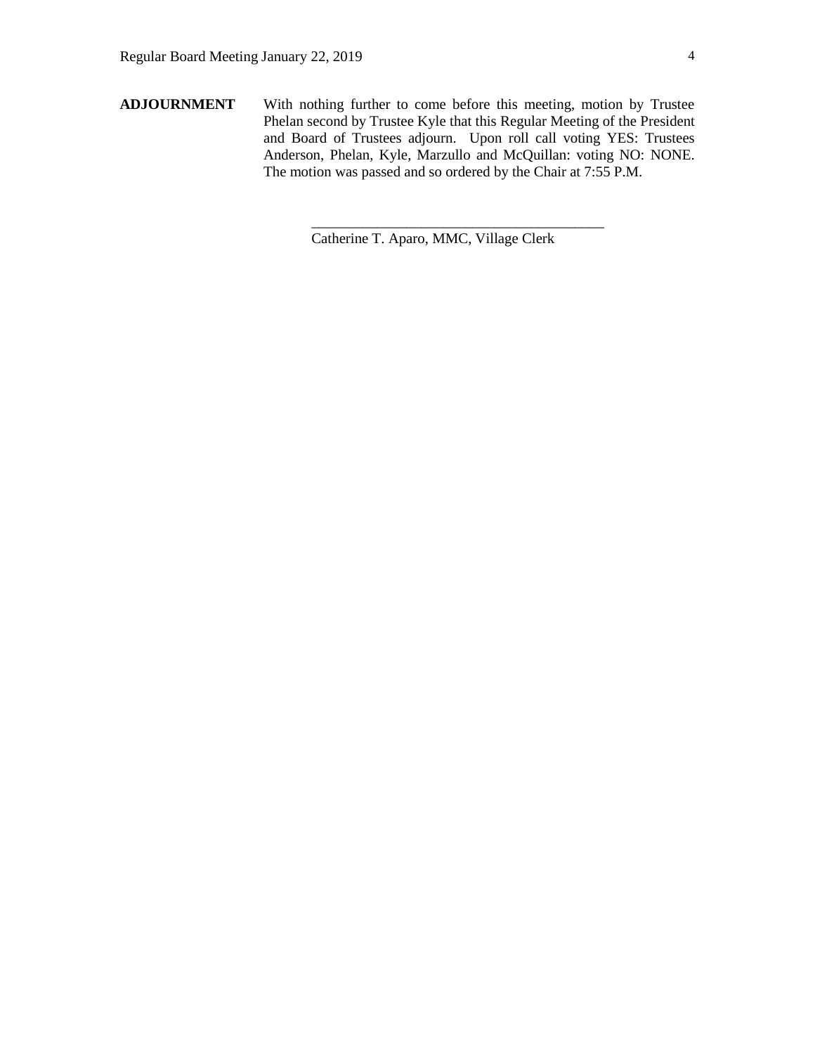**ADJOURNMENT** With nothing further to come before this meeting, motion by Trustee Phelan second by Trustee Kyle that this Regular Meeting of the President and Board of Trustees adjourn. Upon roll call voting YES: Trustees Anderson, Phelan, Kyle, Marzullo and McQuillan: voting NO: NONE. The motion was passed and so ordered by the Chair at 7:55 P.M.

\_\_\_\_\_\_\_\_\_\_\_\_\_\_\_\_\_\_\_\_\_\_\_\_\_\_\_\_\_\_\_\_\_\_\_\_\_\_\_\_\_\_

Catherine T. Aparo, MMC, Village Clerk